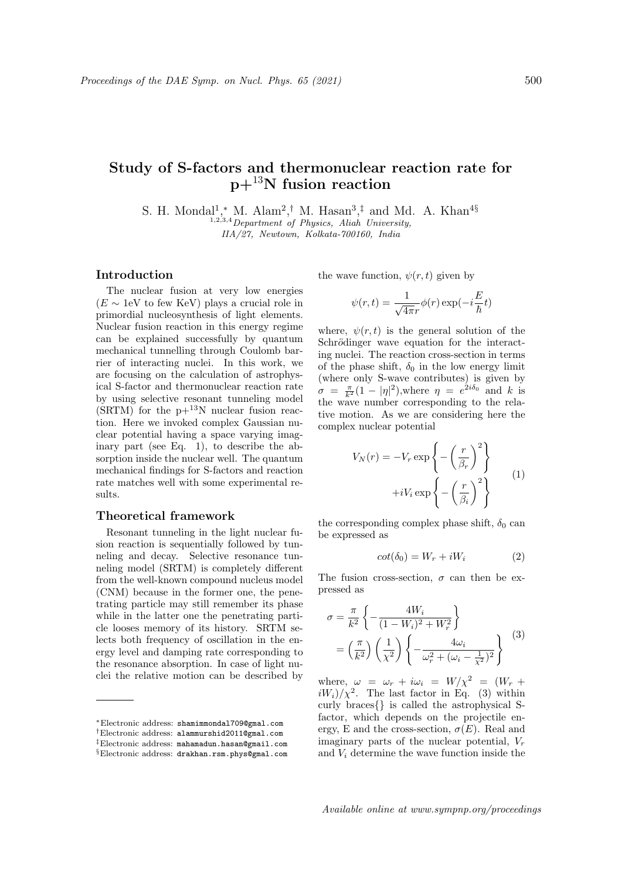# Study of S-factors and thermonuclear reaction rate for p+$^{13}$N fusion reaction

S. H. Mondal[1,*] M. Alam[2,†] M. Hasan[3,‡] and Md. A. Khan[4§]

[1,2,3,4] *Department of Physics, Aliah University, IIA/27, Newtown, Kolkata-700160, India*

## Introduction

The nuclear fusion at very low energies ($E \sim$ 1eV to few KeV) plays a crucial role in primordial nucleosynthesis of light elements. Nuclear fusion reaction in this energy regime can be explained successfully by quantum mechanical tunnelling through Coulomb barrier of interacting nuclei. In this work, we are focusing on the calculation of astrophysical S-factor and thermonuclear reaction rate by using selective resonant tunneling model (SRTM) for the p+$^{13}$N nuclear fusion reaction. Here we invoked complex Gaussian nuclear potential having a space varying imaginary part (see Eq. 1), to describe the absorption inside the nuclear well. The quantum mechanical findings for S-factors and reaction rate matches well with some experimental results.

## Theoretical framework

Resonant tunneling in the light nuclear fusion reaction is sequentially followed by tunneling and decay. Selective resonance tunneling model (SRTM) is completely different from the well-known compound nucleus model (CNM) because in the former one, the penetrating particle may still remember its phase while in the latter one the penetrating particle looses memory of its history. SRTM selects both frequency of oscillation in the energy level and damping rate corresponding to the resonance absorption. In case of light nuclei the relative motion can be described by the wave function, $\psi(r,t)$ given by

$$\psi(r,t) = \frac{1}{\sqrt{4\pi}r}\phi(r)\exp(-i\frac{E}{\hbar}t)$$

where, $\psi(r,t)$ is the general solution of the Schrödinger wave equation for the interacting nuclei. The reaction cross-section in terms of the phase shift, $\delta_0$ in the low energy limit (where only S-wave contributes) is given by $\sigma = \frac{\pi}{k^2}(1-|\eta|^2)$,where $\eta = e^{2i\delta_0}$ and $k$ is the wave number corresponding to the relative motion. As we are considering here the complex nuclear potential

$$V_N(r) = -V_r \exp\left\{-\left(\frac{r}{\beta_r}\right)^2\right\} + iV_i \exp\left\{-\left(\frac{r}{\beta_i}\right)^2\right\} \tag{1}$$

the corresponding complex phase shift, $\delta_0$ can be expressed as

$$cot(\delta_0) = W_r + iW_i \tag{2}$$

The fusion cross-section, $\sigma$ can then be expressed as

$$\sigma = \frac{\pi}{k^2}\left\{-\frac{4W_i}{(1-W_i)^2 + W_r^2}\right\} = \left(\frac{\pi}{k^2}\right)\left(\frac{1}{\chi^2}\right)\left\{-\frac{4\omega_i}{\omega_r^2 + (\omega_i - \frac{1}{\chi^2})^2}\right\} \tag{3}$$

where, $\omega = \omega_r + i\omega_i = W/\chi^2 = (W_r + iW_i)/\chi^2$. The last factor in Eq. (3) within curly braces{} is called the astrophysical S-factor, which depends on the projectile energy, E and the cross-section, $\sigma(E)$. Real and imaginary parts of the nuclear potential, $V_r$ and $V_i$ determine the wave function inside the

---

*Electronic address: shamimmondal709@gmal.com

†Electronic address: alammurshid2011@gmal.com

‡Electronic address: mahamadun.hasan@gmail.com

§Electronic address: drakhan.rsm.phys@gmal.com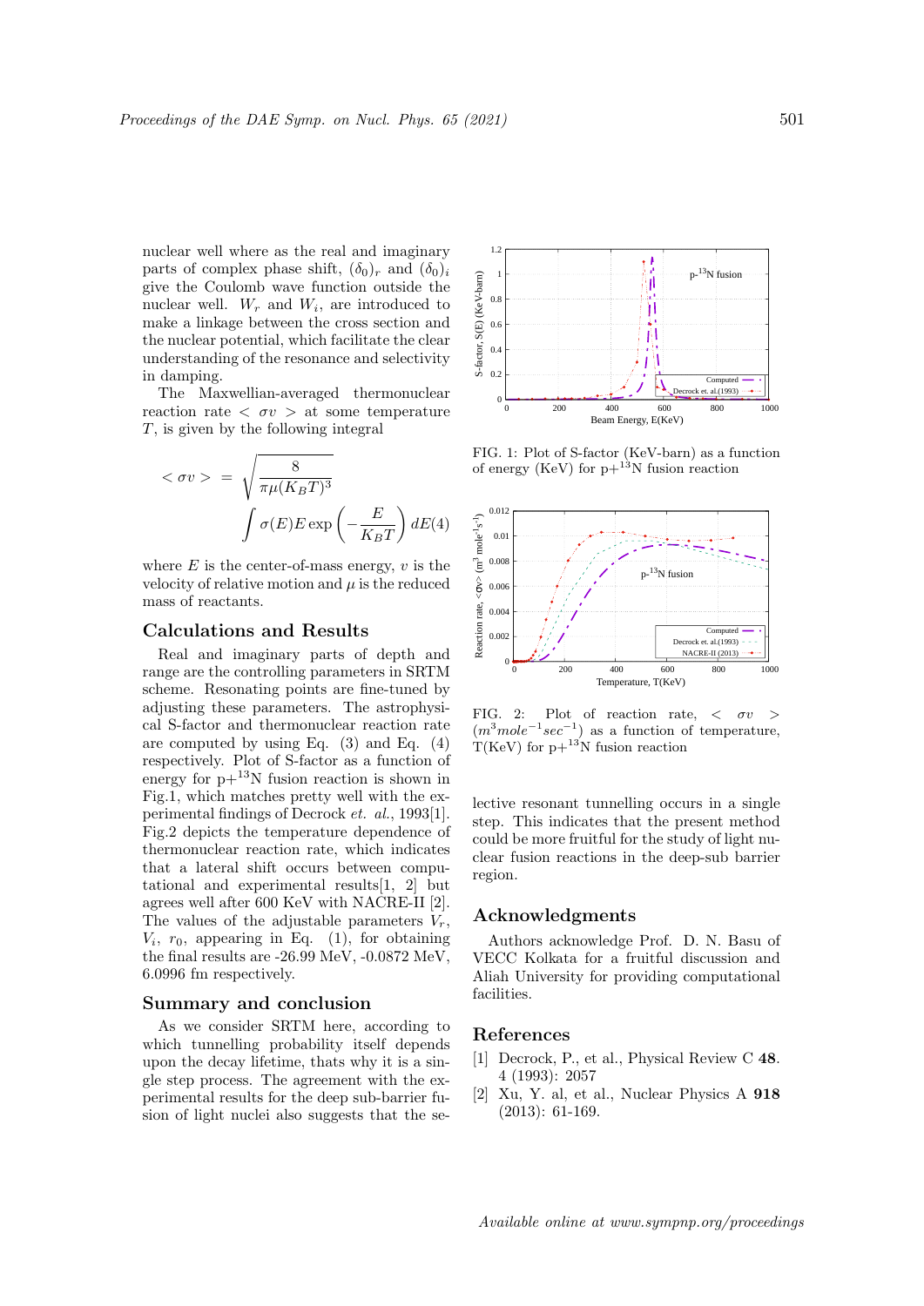nuclear well where as the real and imaginary parts of complex phase shift, $(\delta_0)_r$ and $(\delta_0)_i$ give the Coulomb wave function outside the nuclear well. $W_r$ and $W_i$, are introduced to make a linkage between the cross section and the nuclear potential, which facilitate the clear understanding of the resonance and selectivity in damping.

The Maxwellian-averaged thermonuclear reaction rate $<\sigma v>$ at some temperature $T$, is given by the following integral

$$<\sigma v> = \sqrt{\frac{8}{\pi\mu(K_BT)^3}} \int \sigma(E) E \exp\left(-\frac{E}{K_BT}\right) dE \quad (4)$$

where $E$ is the center-of-mass energy, $v$ is the velocity of relative motion and $\mu$ is the reduced mass of reactants.

## Calculations and Results

Real and imaginary parts of depth and range are the controlling parameters in SRTM scheme. Resonating points are fine-tuned by adjusting these parameters. The astrophysical S-factor and thermonuclear reaction rate are computed by using Eq. (3) and Eq. (4) respectively. Plot of S-factor as a function of energy for p+$^{13}$N fusion reaction is shown in Fig.1, which matches pretty well with the experimental findings of Decrock *et. al.*, 1993[1]. Fig.2 depicts the temperature dependence of thermonuclear reaction rate, which indicates that a lateral shift occurs between computational and experimental results[1, 2] but agrees well after 600 KeV with NACRE-II [2]. The values of the adjustable parameters $V_r$, $V_i$, $r_0$, appearing in Eq. (1), for obtaining the final results are -26.99 MeV, -0.0872 MeV, 6.0996 fm respectively.

## Summary and conclusion

As we consider SRTM here, according to which tunnelling probability itself depends upon the decay lifetime, thats why it is a single step process. The agreement with the experimental results for the deep sub-barrier fusion of light nuclei also suggests that the selective resonant tunnelling occurs in a single step. This indicates that the present method could be more fruitful for the study of light nuclear fusion reactions in the deep-sub barrier region.

S-factor, S(E) (KeV-barn)
1.2
1
0.8
0.6
0.4
0.2
0
0 200 400 600 800 1000
Beam Energy, E(KeV)
p-$^{13}$N fusion
Computed
Decrock et. al.(1993)

FIG. 1: Plot of S-factor (KeV-barn) as a function of energy (KeV) for p+$^{13}$N fusion reaction

Reaction rate, <σv> (m$^3$ mole$^{-1}$s$^{-1}$)
0.012
0.01
0.008
0.006
0.004
0.002
0
0 200 400 600 800 1000
Temperature, T(KeV)
p-$^{13}$N fusion
Computed
Decrock et. al.(1993)
NACRE-II (2013)

FIG. 2: Plot of reaction rate, $<\sigma v>$ ($m^3 mole^{-1} sec^{-1}$) as a function of temperature, T(KeV) for p+$^{13}$N fusion reaction

## Acknowledgments

Authors acknowledge Prof. D. N. Basu of VECC Kolkata for a fruitful discussion and Aliah University for providing computational facilities.

## References

[1] Decrock, P., et al., Physical Review C **48**. 4 (1993): 2057

[2] Xu, Y. al, et al., Nuclear Physics A **918** (2013): 61-169.